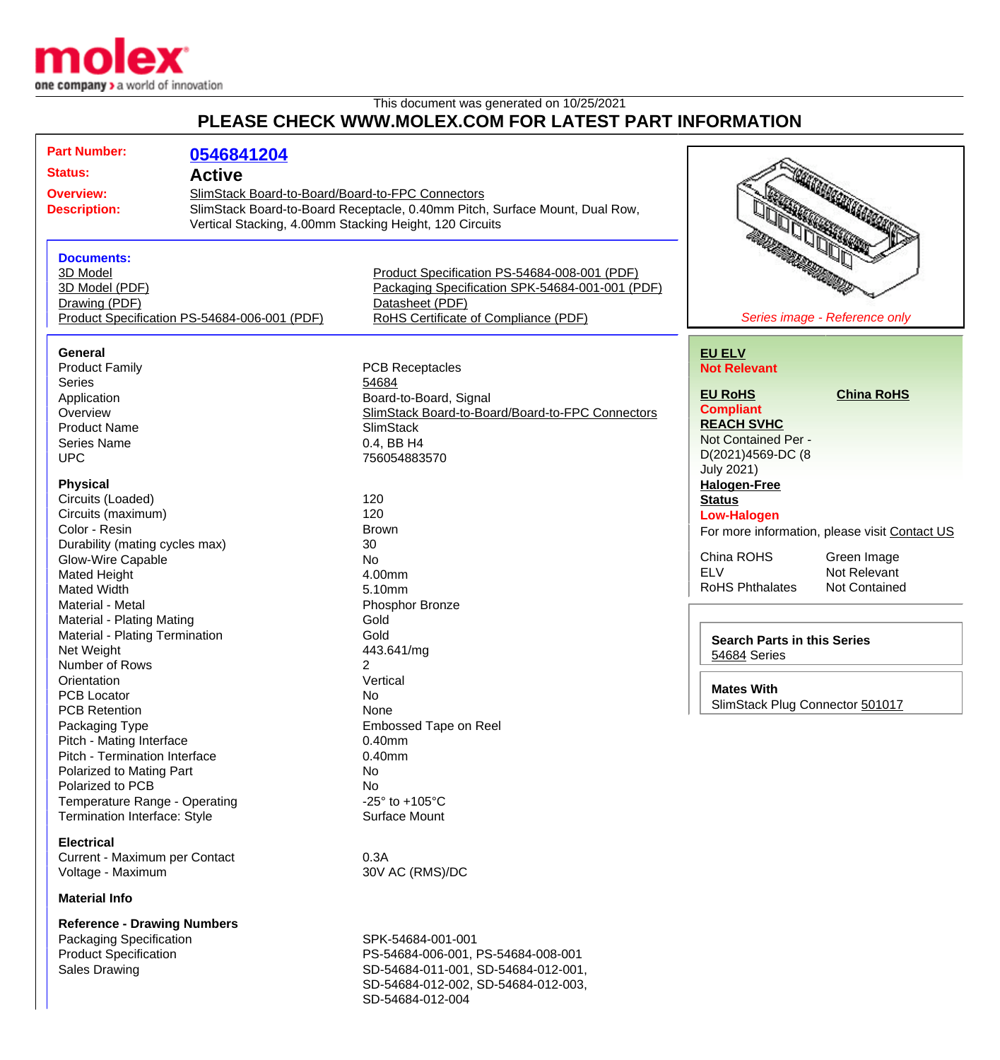molex
one company > a world of innovation

This document was generated on 10/25/2021

# PLEASE CHECK WWW.MOLEX.COM FOR LATEST PART INFORMATION

**Part Number:** 0546841204

**Status:** Active

**Overview:** SlimStack Board-to-Board/Board-to-FPC Connectors

**Description:** SlimStack Board-to-Board Receptacle, 0.40mm Pitch, Surface Mount, Dual Row, Vertical Stacking, 4.00mm Stacking Height, 120 Circuits

**Documents:**

- 3D Model
- 3D Model (PDF)
- Drawing (PDF)
- Product Specification PS-54684-006-001 (PDF)
- Product Specification PS-54684-008-001 (PDF)
- Packaging Specification SPK-54684-001-001 (PDF)
- Datasheet (PDF)
- RoHS Certificate of Compliance (PDF)

*Series image - Reference only*

**EU ELV**
Not Relevant

**EU RoHS**
Compliant

**China RoHS**

**REACH SVHC**
Not Contained Per - D(2021)4569-DC (8 July 2021)

**Halogen-Free Status**
Low-Halogen

For more information, please visit Contact US

| | |
|---|---|
| China ROHS | Green Image |
| ELV | Not Relevant |
| RoHS Phthalates | Not Contained |

**Search Parts in this Series**
54684 Series

**Mates With**
SlimStack Plug Connector 501017

### General

| | |
|---|---|
| Product Family | PCB Receptacles |
| Series | 54684 |
| Application | Board-to-Board, Signal |
| Overview | SlimStack Board-to-Board/Board-to-FPC Connectors |
| Product Name | SlimStack |
| Series Name | 0.4, BB H4 |
| UPC | 756054883570 |

### Physical

| | |
|---|---|
| Circuits (Loaded) | 120 |
| Circuits (maximum) | 120 |
| Color - Resin | Brown |
| Durability (mating cycles max) | 30 |
| Glow-Wire Capable | No |
| Mated Height | 4.00mm |
| Mated Width | 5.10mm |
| Material - Metal | Phosphor Bronze |
| Material - Plating Mating | Gold |
| Material - Plating Termination | Gold |
| Net Weight | 443.641/mg |
| Number of Rows | 2 |
| Orientation | Vertical |
| PCB Locator | No |
| PCB Retention | None |
| Packaging Type | Embossed Tape on Reel |
| Pitch - Mating Interface | 0.40mm |
| Pitch - Termination Interface | 0.40mm |
| Polarized to Mating Part | No |
| Polarized to PCB | No |
| Temperature Range - Operating | -25° to +105°C |
| Termination Interface: Style | Surface Mount |

### Electrical

| | |
|---|---|
| Current - Maximum per Contact | 0.3A |
| Voltage - Maximum | 30V AC (RMS)/DC |

### Material Info

### Reference - Drawing Numbers

| | |
|---|---|
| Packaging Specification | SPK-54684-001-001 |
| Product Specification | PS-54684-006-001, PS-54684-008-001 |
| Sales Drawing | SD-54684-011-001, SD-54684-012-001, SD-54684-012-002, SD-54684-012-003, SD-54684-012-004 |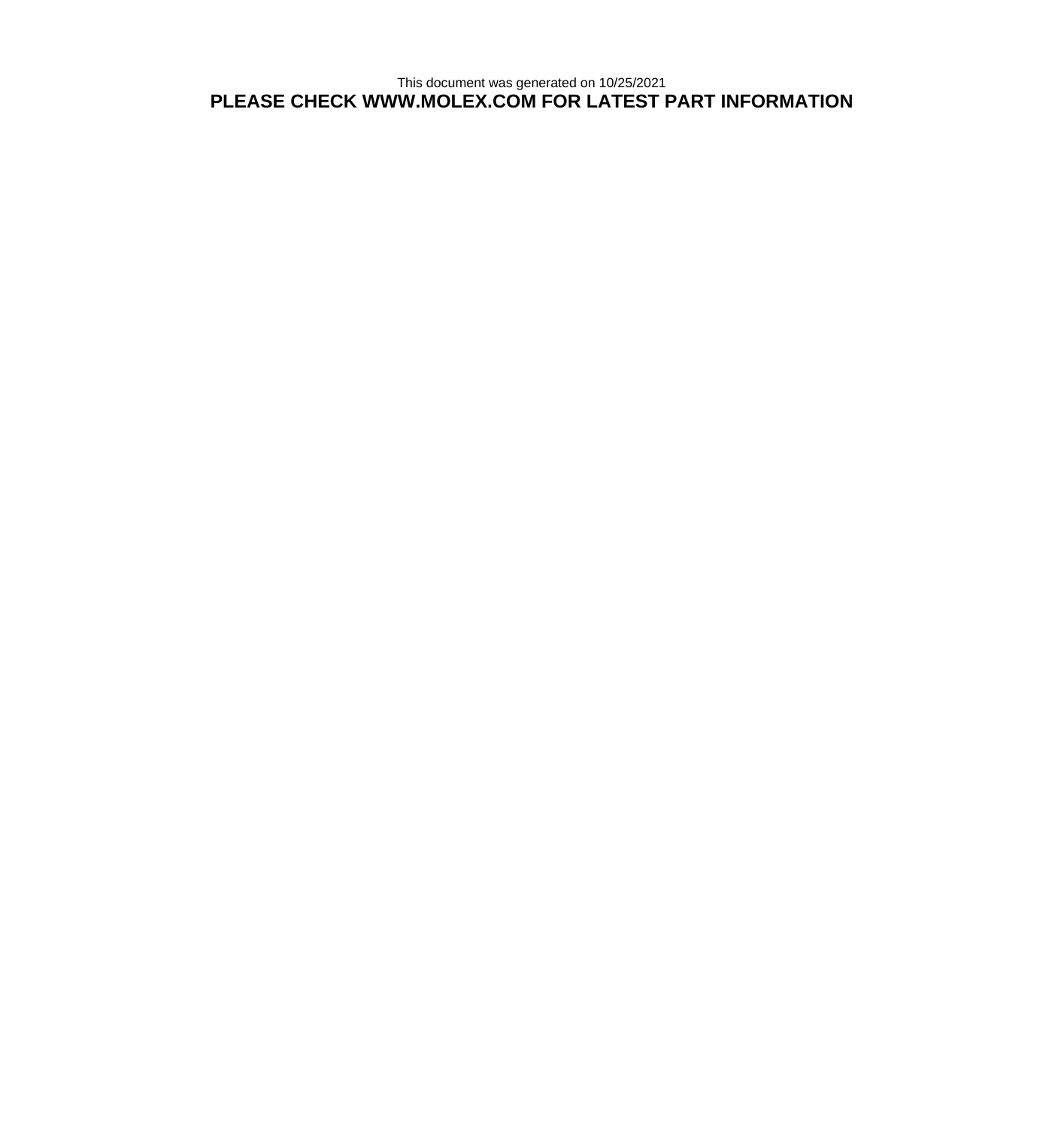This document was generated on 10/25/2021

**PLEASE CHECK WWW.MOLEX.COM FOR LATEST PART INFORMATION**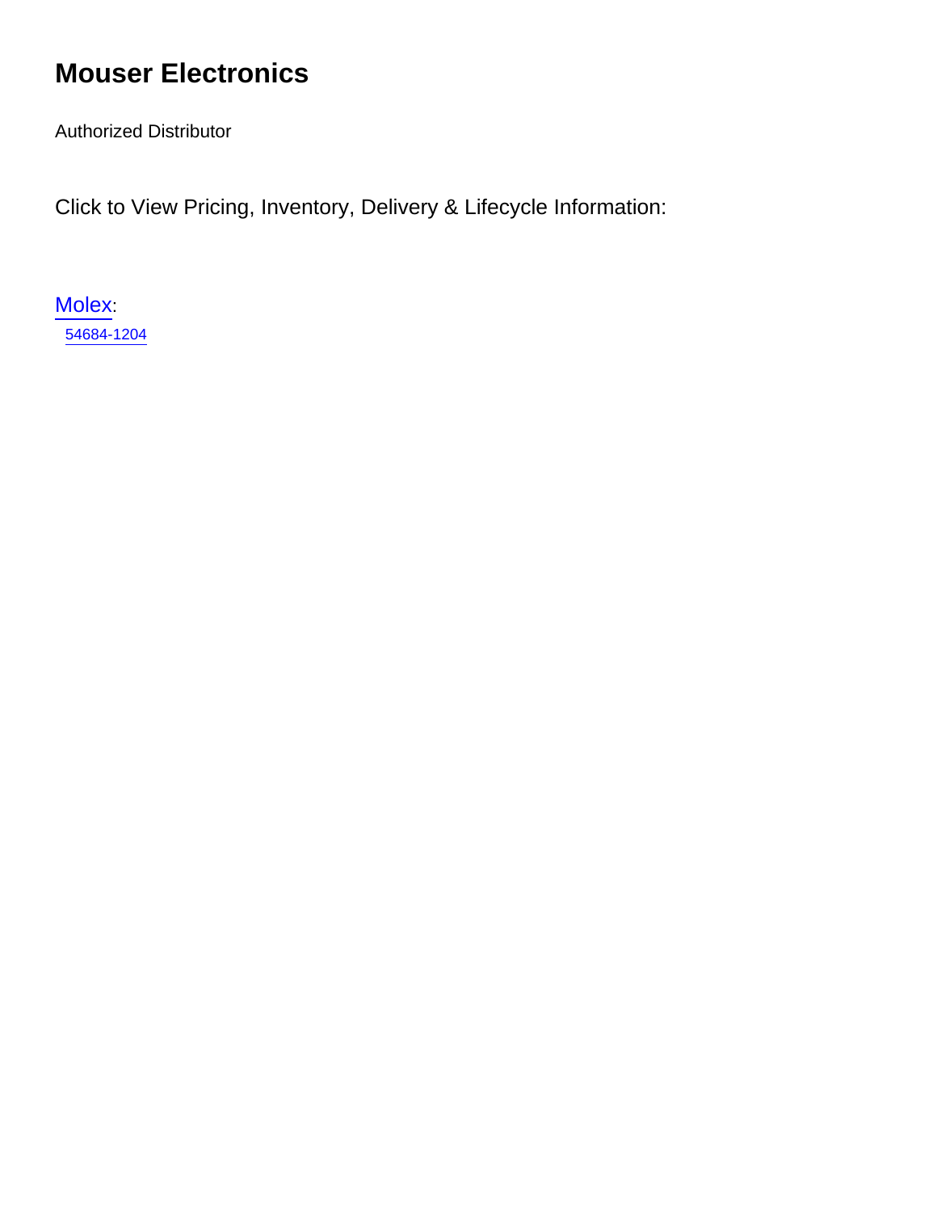# Mouser Electronics

Authorized Distributor

Click to View Pricing, Inventory, Delivery & Lifecycle Information:

Molex:

54684-1204